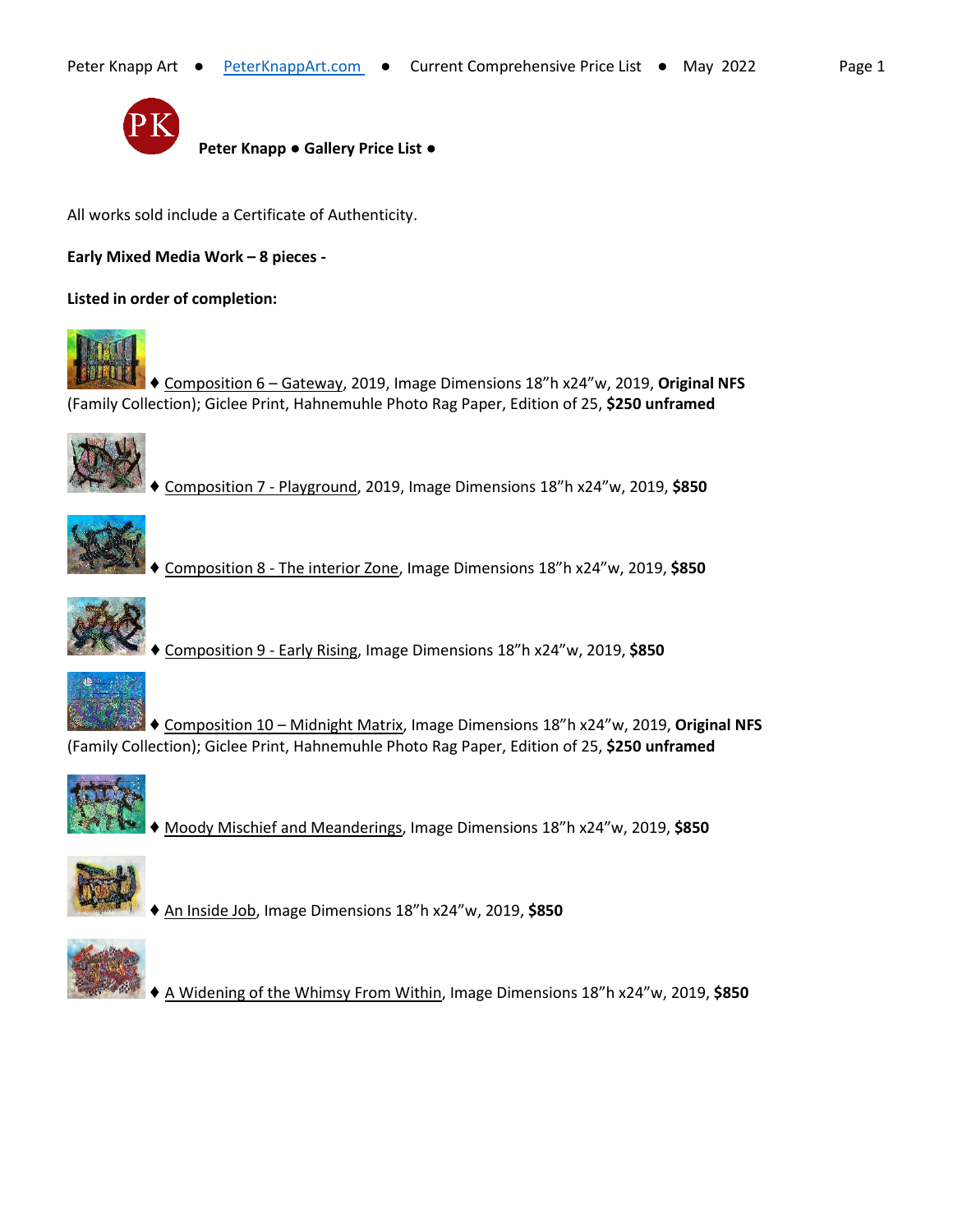**Peter Knapp ● Gallery Price List ●**

All works sold include a Certificate of Authenticity.

**Early Mixed Media Work – 8 pieces -**

**Listed in order of completion:**

♦ Composition 6 – Gateway, 2019, Image Dimensions 18"h x24"w, 2019, **Original NFS** (Family Collection); Giclee Print, Hahnemuhle Photo Rag Paper, Edition of 25, **$250 unframed**

♦ Composition 7 - Playground, 2019, Image Dimensions 18"h x24"w, 2019, **$850**

♦ Composition 8 - The interior Zone, Image Dimensions 18"h x24"w, 2019, **$850**

♦ Composition 9 - Early Rising, Image Dimensions 18"h x24"w, 2019, **$850**

♦ Composition 10 – Midnight Matrix, Image Dimensions 18"h x24"w, 2019, **Original NFS** (Family Collection); Giclee Print, Hahnemuhle Photo Rag Paper, Edition of 25, **$250 unframed**

♦ Moody Mischief and Meanderings, Image Dimensions 18"h x24"w, 2019, **$850**

♦ An Inside Job, Image Dimensions 18"h x24"w, 2019, **$850**

♦ A Widening of the Whimsy From Within, Image Dimensions 18"h x24"w, 2019, **$850**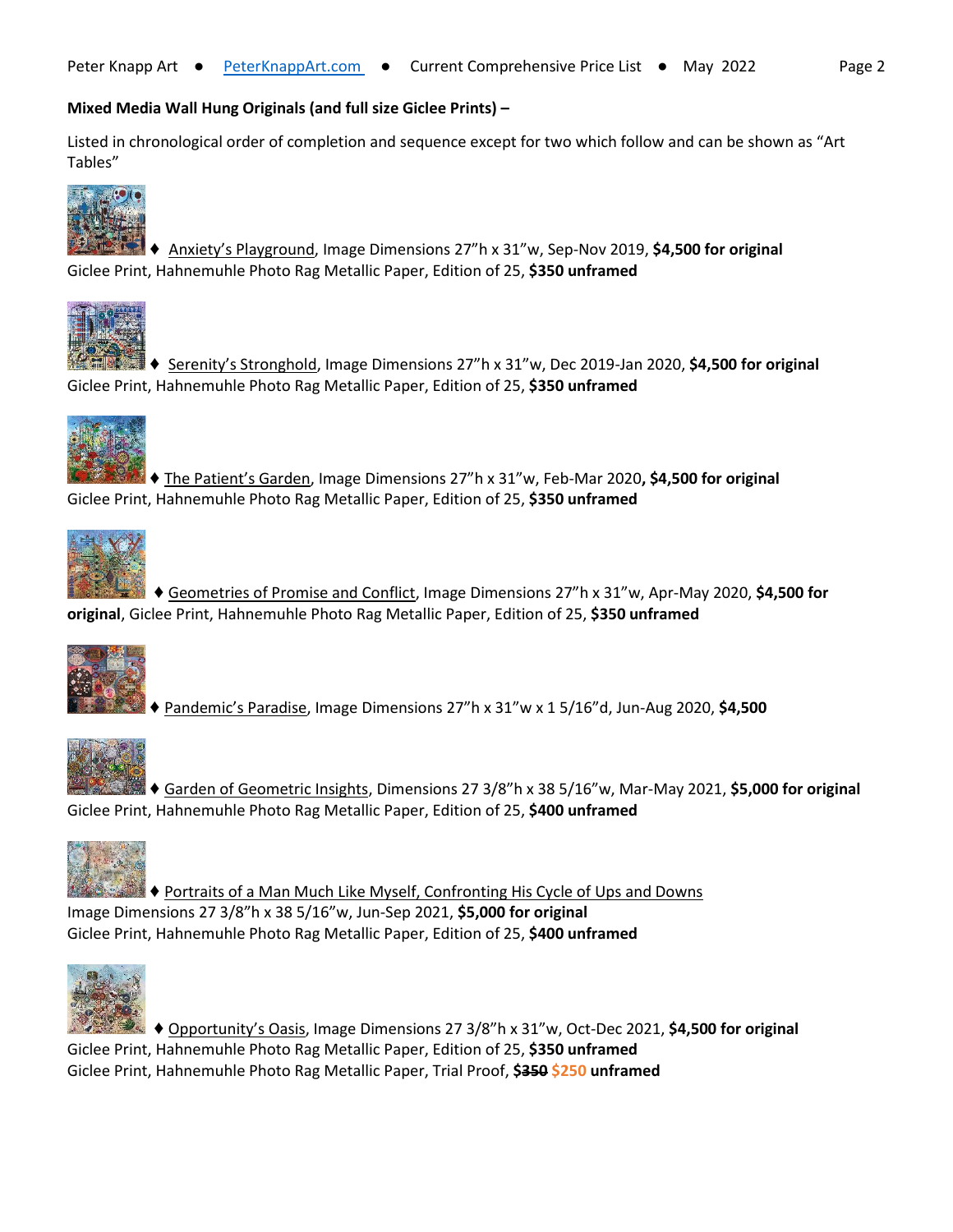**Mixed Media Wall Hung Originals (and full size Giclee Prints) –**

Listed in chronological order of completion and sequence except for two which follow and can be shown as "Art Tables"

♦ Anxiety's Playground, Image Dimensions 27"h x 31"w, Sep-Nov 2019, **$4,500 for original**
Giclee Print, Hahnemuhle Photo Rag Metallic Paper, Edition of 25, **$350 unframed**

♦ Serenity's Stronghold, Image Dimensions 27"h x 31"w, Dec 2019-Jan 2020, **$4,500 for original**
Giclee Print, Hahnemuhle Photo Rag Metallic Paper, Edition of 25, **$350 unframed**

♦ The Patient's Garden, Image Dimensions 27"h x 31"w, Feb-Mar 2020**, $4,500 for original**
Giclee Print, Hahnemuhle Photo Rag Metallic Paper, Edition of 25, **$350 unframed**

♦ Geometries of Promise and Conflict, Image Dimensions 27"h x 31"w, Apr-May 2020, **$4,500 for original**, Giclee Print, Hahnemuhle Photo Rag Metallic Paper, Edition of 25, **$350 unframed**

♦ Pandemic's Paradise, Image Dimensions 27"h x 31"w x 1 5/16"d, Jun-Aug 2020, **$4,500**

♦ Garden of Geometric Insights, Dimensions 27 3/8"h x 38 5/16"w, Mar-May 2021, **$5,000 for original**
Giclee Print, Hahnemuhle Photo Rag Metallic Paper, Edition of 25, **$400 unframed**

♦ Portraits of a Man Much Like Myself, Confronting His Cycle of Ups and Downs
Image Dimensions 27 3/8"h x 38 5/16"w, Jun-Sep 2021, **$5,000 for original**
Giclee Print, Hahnemuhle Photo Rag Metallic Paper, Edition of 25, **$400 unframed**

♦ Opportunity's Oasis, Image Dimensions 27 3/8"h x 31"w, Oct-Dec 2021, **$4,500 for original**
Giclee Print, Hahnemuhle Photo Rag Metallic Paper, Edition of 25, **$350 unframed**
Giclee Print, Hahnemuhle Photo Rag Metallic Paper, Trial Proof, **~~$350~~ $250 unframed**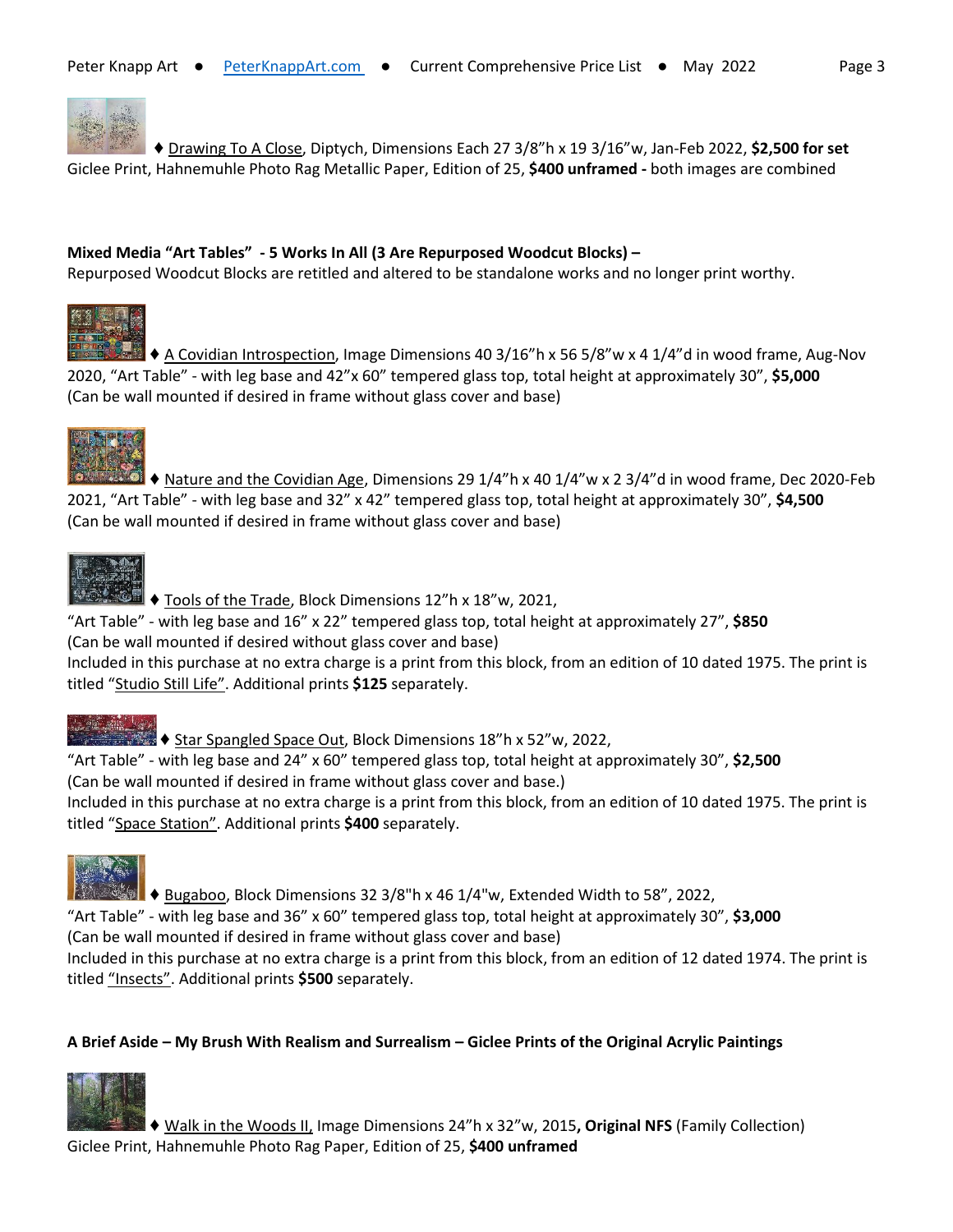♦ Drawing To A Close, Diptych, Dimensions Each 27 3/8"h x 19 3/16"w, Jan-Feb 2022, **$2,500 for set**
Giclee Print, Hahnemuhle Photo Rag Metallic Paper, Edition of 25, **$400 unframed -** both images are combined

**Mixed Media "Art Tables" - 5 Works In All (3 Are Repurposed Woodcut Blocks) –**
Repurposed Woodcut Blocks are retitled and altered to be standalone works and no longer print worthy.

♦ A Covidian Introspection, Image Dimensions 40 3/16"h x 56 5/8"w x 4 1/4"d in wood frame, Aug-Nov 2020, "Art Table" - with leg base and 42"x 60" tempered glass top, total height at approximately 30", **$5,000**
(Can be wall mounted if desired in frame without glass cover and base)

♦ Nature and the Covidian Age, Dimensions 29 1/4"h x 40 1/4"w x 2 3/4"d in wood frame, Dec 2020-Feb 2021, "Art Table" - with leg base and 32" x 42" tempered glass top, total height at approximately 30", **$4,500**
(Can be wall mounted if desired in frame without glass cover and base)

♦ Tools of the Trade, Block Dimensions 12"h x 18"w, 2021,
"Art Table" - with leg base and 16" x 22" tempered glass top, total height at approximately 27", **$850**
(Can be wall mounted if desired without glass cover and base)
Included in this purchase at no extra charge is a print from this block, from an edition of 10 dated 1975. The print is titled "Studio Still Life". Additional prints **$125** separately.

♦ Star Spangled Space Out, Block Dimensions 18"h x 52"w, 2022,
"Art Table" - with leg base and 24" x 60" tempered glass top, total height at approximately 30", **$2,500**
(Can be wall mounted if desired in frame without glass cover and base.)
Included in this purchase at no extra charge is a print from this block, from an edition of 10 dated 1975. The print is titled "Space Station". Additional prints **$400** separately.

♦ Bugaboo, Block Dimensions 32 3/8"h x 46 1/4"w, Extended Width to 58", 2022,
"Art Table" - with leg base and 36" x 60" tempered glass top, total height at approximately 30", **$3,000**
(Can be wall mounted if desired in frame without glass cover and base)
Included in this purchase at no extra charge is a print from this block, from an edition of 12 dated 1974. The print is titled "Insects". Additional prints **$500** separately.

**A Brief Aside – My Brush With Realism and Surrealism – Giclee Prints of the Original Acrylic Paintings**

♦ Walk in the Woods II, Image Dimensions 24"h x 32"w, 2015**, Original NFS** (Family Collection)
Giclee Print, Hahnemuhle Photo Rag Paper, Edition of 25, **$400 unframed**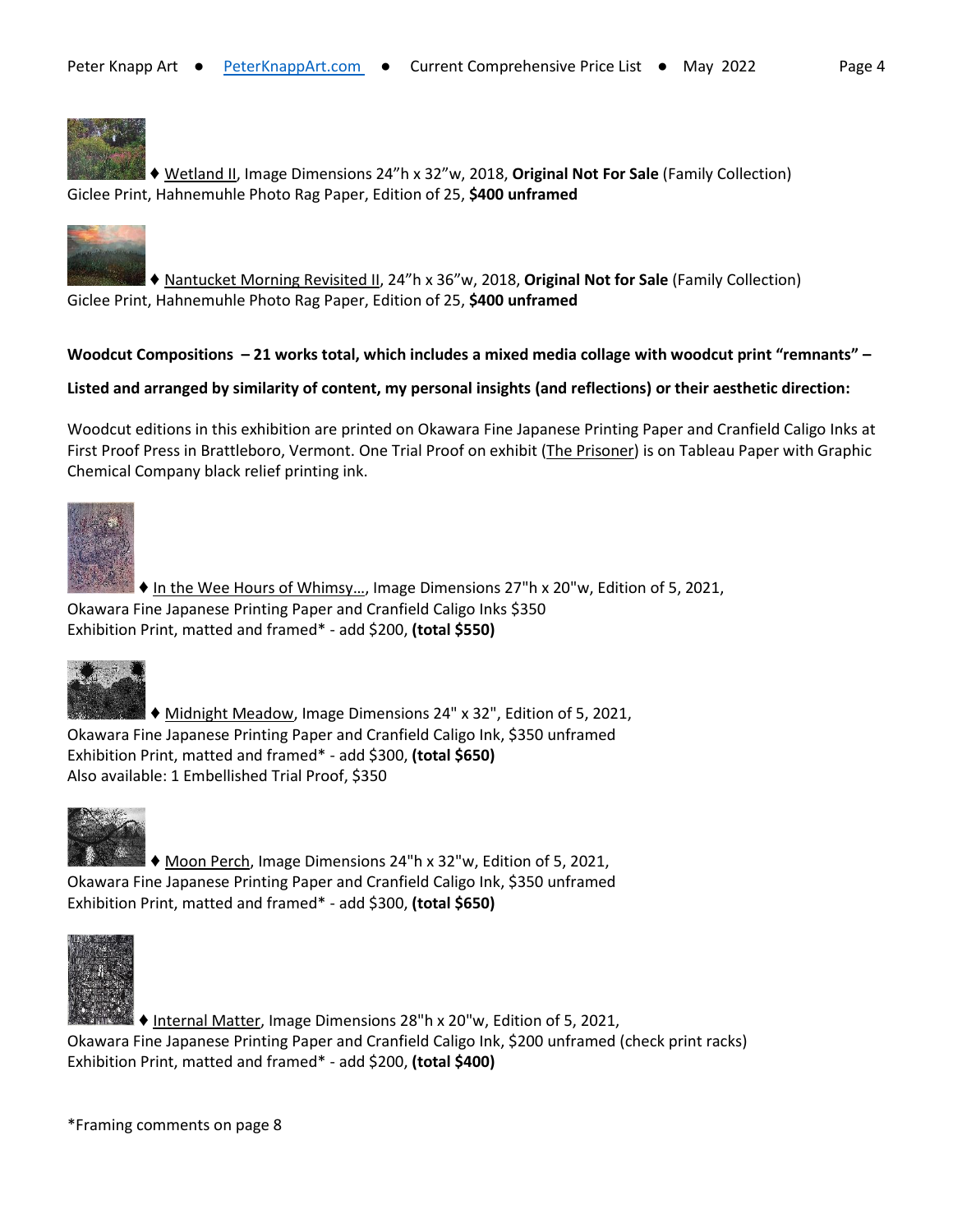♦ Wetland II, Image Dimensions 24"h x 32"w, 2018, **Original Not For Sale** (Family Collection)
Giclee Print, Hahnemuhle Photo Rag Paper, Edition of 25, **$400 unframed**

♦ Nantucket Morning Revisited II, 24"h x 36"w, 2018, **Original Not for Sale** (Family Collection)
Giclee Print, Hahnemuhle Photo Rag Paper, Edition of 25, **$400 unframed**

**Woodcut Compositions – 21 works total, which includes a mixed media collage with woodcut print "remnants" –**

**Listed and arranged by similarity of content, my personal insights (and reflections) or their aesthetic direction:**

Woodcut editions in this exhibition are printed on Okawara Fine Japanese Printing Paper and Cranfield Caligo Inks at First Proof Press in Brattleboro, Vermont. One Trial Proof on exhibit (The Prisoner) is on Tableau Paper with Graphic Chemical Company black relief printing ink.

♦ In the Wee Hours of Whimsy…, Image Dimensions 27"h x 20"w, Edition of 5, 2021,
Okawara Fine Japanese Printing Paper and Cranfield Caligo Inks $350
Exhibition Print, matted and framed* - add $200, **(total $550)**

♦ Midnight Meadow, Image Dimensions 24" x 32", Edition of 5, 2021,
Okawara Fine Japanese Printing Paper and Cranfield Caligo Ink, $350 unframed
Exhibition Print, matted and framed* - add $300, **(total $650)**
Also available: 1 Embellished Trial Proof, $350

♦ Moon Perch, Image Dimensions 24"h x 32"w, Edition of 5, 2021,
Okawara Fine Japanese Printing Paper and Cranfield Caligo Ink, $350 unframed
Exhibition Print, matted and framed* - add $300, **(total $650)**

♦ Internal Matter, Image Dimensions 28"h x 20"w, Edition of 5, 2021,
Okawara Fine Japanese Printing Paper and Cranfield Caligo Ink, $200 unframed (check print racks)
Exhibition Print, matted and framed* - add $200, **(total $400)**

*Framing comments on page 8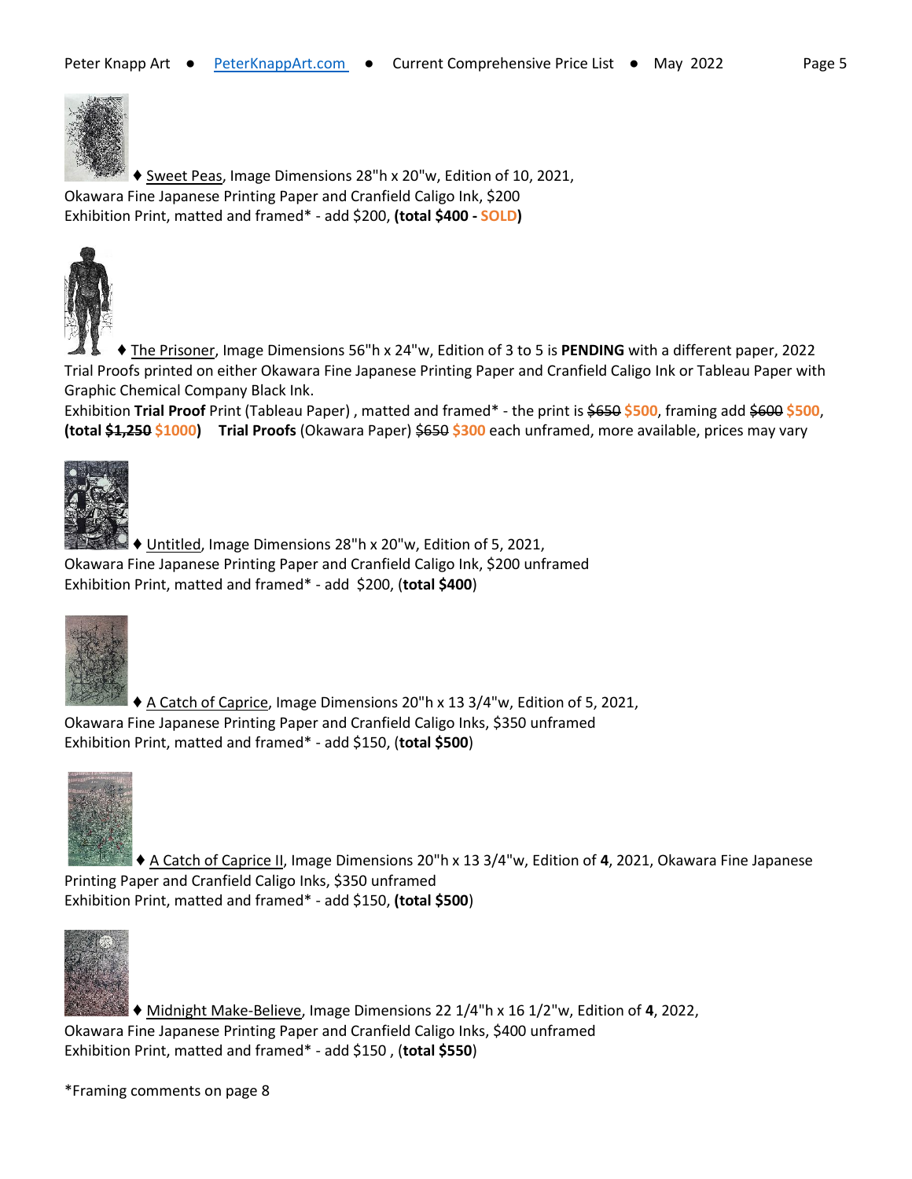♦ Sweet Peas, Image Dimensions 28"h x 20"w, Edition of 10, 2021,
Okawara Fine Japanese Printing Paper and Cranfield Caligo Ink, $200
Exhibition Print, matted and framed* - add $200, **(total $400 - SOLD)**

♦ The Prisoner, Image Dimensions 56"h x 24"w, Edition of 3 to 5 is **PENDING** with a different paper, 2022
Trial Proofs printed on either Okawara Fine Japanese Printing Paper and Cranfield Caligo Ink or Tableau Paper with Graphic Chemical Company Black Ink.
Exhibition **Trial Proof** Print (Tableau Paper) , matted and framed* - the print is ~~$650~~ **$500**, framing add ~~$600~~ **$500**, **(total ~~$1,250~~ $1000)** **Trial Proofs** (Okawara Paper) ~~$650~~ **$300** each unframed, more available, prices may vary

♦ Untitled, Image Dimensions 28"h x 20"w, Edition of 5, 2021,
Okawara Fine Japanese Printing Paper and Cranfield Caligo Ink, $200 unframed
Exhibition Print, matted and framed* - add $200, (**total $400**)

♦ A Catch of Caprice, Image Dimensions 20"h x 13 3/4"w, Edition of 5, 2021,
Okawara Fine Japanese Printing Paper and Cranfield Caligo Inks, $350 unframed
Exhibition Print, matted and framed* - add $150, (**total $500**)

♦ A Catch of Caprice II, Image Dimensions 20"h x 13 3/4"w, Edition of **4**, 2021, Okawara Fine Japanese Printing Paper and Cranfield Caligo Inks, $350 unframed
Exhibition Print, matted and framed* - add $150, **(total $500**)

♦ Midnight Make-Believe, Image Dimensions 22 1/4"h x 16 1/2"w, Edition of **4**, 2022,
Okawara Fine Japanese Printing Paper and Cranfield Caligo Inks, $400 unframed
Exhibition Print, matted and framed* - add $150 , (**total $550**)

*Framing comments on page 8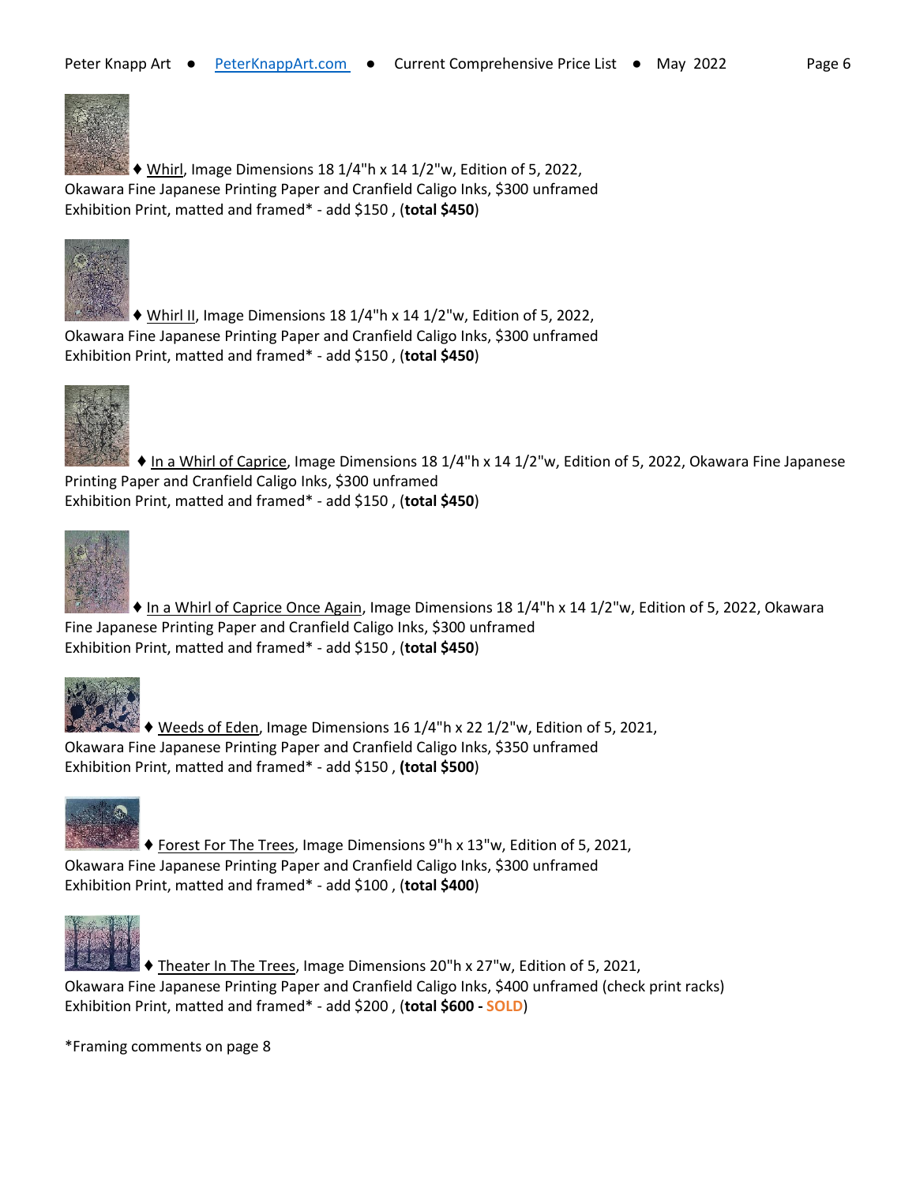♦ Whirl, Image Dimensions 18 1/4"h x 14 1/2"w, Edition of 5, 2022,
Okawara Fine Japanese Printing Paper and Cranfield Caligo Inks, $300 unframed
Exhibition Print, matted and framed* - add $150 , (**total $450**)

♦ Whirl II, Image Dimensions 18 1/4"h x 14 1/2"w, Edition of 5, 2022,
Okawara Fine Japanese Printing Paper and Cranfield Caligo Inks, $300 unframed
Exhibition Print, matted and framed* - add $150 , (**total $450**)

♦ In a Whirl of Caprice, Image Dimensions 18 1/4"h x 14 1/2"w, Edition of 5, 2022, Okawara Fine Japanese Printing Paper and Cranfield Caligo Inks, $300 unframed
Exhibition Print, matted and framed* - add $150 , (**total $450**)

♦ In a Whirl of Caprice Once Again, Image Dimensions 18 1/4"h x 14 1/2"w, Edition of 5, 2022, Okawara Fine Japanese Printing Paper and Cranfield Caligo Inks, $300 unframed
Exhibition Print, matted and framed* - add $150 , (**total $450**)

♦ Weeds of Eden, Image Dimensions 16 1/4"h x 22 1/2"w, Edition of 5, 2021,
Okawara Fine Japanese Printing Paper and Cranfield Caligo Inks, $350 unframed
Exhibition Print, matted and framed* - add $150 , **(total $500**)

♦ Forest For The Trees, Image Dimensions 9"h x 13"w, Edition of 5, 2021,
Okawara Fine Japanese Printing Paper and Cranfield Caligo Inks, $300 unframed
Exhibition Print, matted and framed* - add $100 , (**total $400**)

♦ Theater In The Trees, Image Dimensions 20"h x 27"w, Edition of 5, 2021,
Okawara Fine Japanese Printing Paper and Cranfield Caligo Inks, $400 unframed (check print racks)
Exhibition Print, matted and framed* - add $200 , (**total $600 - SOLD**)

*Framing comments on page 8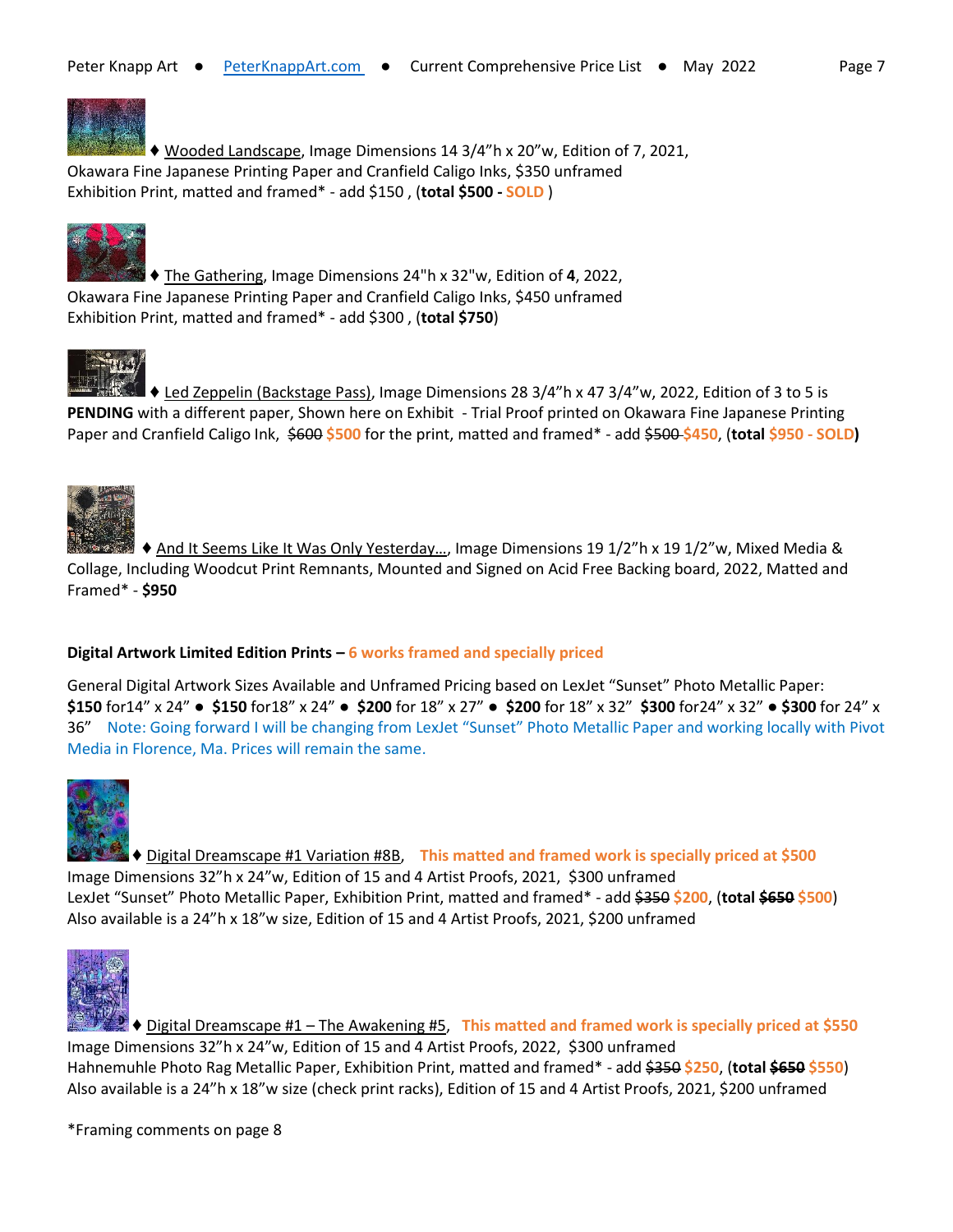♦ Wooded Landscape, Image Dimensions 14 3/4"h x 20"w, Edition of 7, 2021, Okawara Fine Japanese Printing Paper and Cranfield Caligo Inks, $350 unframed
Exhibition Print, matted and framed* - add $150 , (**total $500 - SOLD** )

♦ The Gathering, Image Dimensions 24"h x 32"w, Edition of **4**, 2022, Okawara Fine Japanese Printing Paper and Cranfield Caligo Inks, $450 unframed
Exhibition Print, matted and framed* - add $300 , (**total $750**)

♦ Led Zeppelin (Backstage Pass), Image Dimensions 28 3/4"h x 47 3/4"w, 2022, Edition of 3 to 5 is **PENDING** with a different paper, Shown here on Exhibit - Trial Proof printed on Okawara Fine Japanese Printing Paper and Cranfield Caligo Ink, ~~$600~~ **$500** for the print, matted and framed* - add ~~$500~~ **$450**, (**total $950 - SOLD)**

♦ And It Seems Like It Was Only Yesterday…, Image Dimensions 19 1/2"h x 19 1/2"w, Mixed Media & Collage, Including Woodcut Print Remnants, Mounted and Signed on Acid Free Backing board, 2022, Matted and Framed* - **$950**

**Digital Artwork Limited Edition Prints – 6 works framed and specially priced**

General Digital Artwork Sizes Available and Unframed Pricing based on LexJet "Sunset" Photo Metallic Paper:
**$150** for14" x 24" ● **$150** for18" x 24" ● **$200** for 18" x 27" ● **$200** for 18" x 32" **$300** for24" x 32" ● **$300** for 24" x 36" Note: Going forward I will be changing from LexJet "Sunset" Photo Metallic Paper and working locally with Pivot Media in Florence, Ma. Prices will remain the same.

♦ Digital Dreamscape #1 Variation #8B, **This matted and framed work is specially priced at $500**
Image Dimensions 32"h x 24"w, Edition of 15 and 4 Artist Proofs, 2021, $300 unframed
LexJet "Sunset" Photo Metallic Paper, Exhibition Print, matted and framed* - add ~~$350~~ **$200**, (**total ~~$650~~ $500**)
Also available is a 24"h x 18"w size, Edition of 15 and 4 Artist Proofs, 2021, $200 unframed

♦ Digital Dreamscape #1 – The Awakening #5, **This matted and framed work is specially priced at $550**
Image Dimensions 32"h x 24"w, Edition of 15 and 4 Artist Proofs, 2022, $300 unframed
Hahnemuhle Photo Rag Metallic Paper, Exhibition Print, matted and framed* - add ~~$350~~ **$250**, (**total ~~$650~~ $550**)
Also available is a 24"h x 18"w size (check print racks), Edition of 15 and 4 Artist Proofs, 2021, $200 unframed

*Framing comments on page 8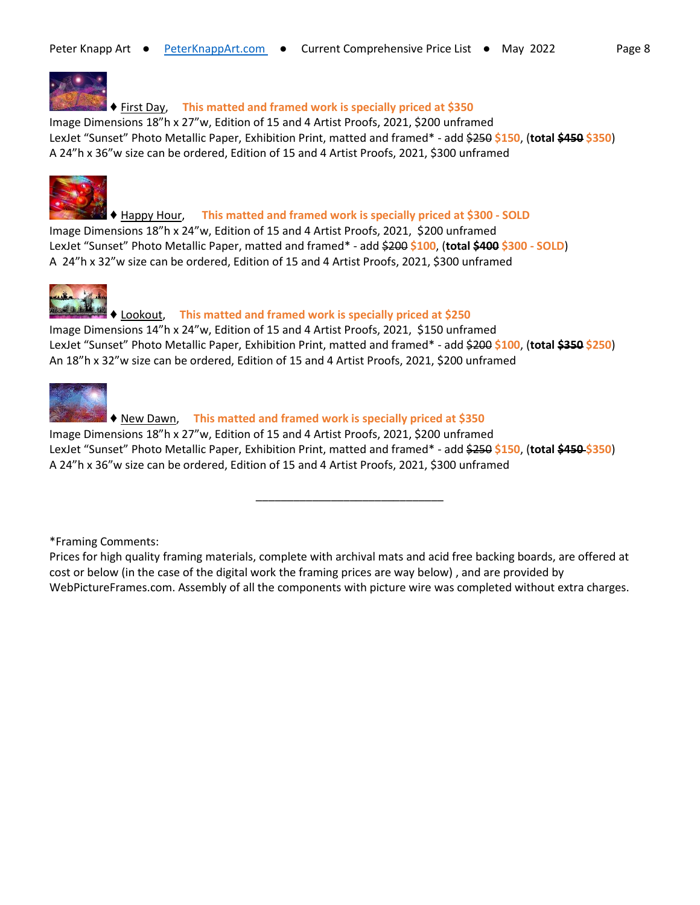♦ First Day,     **This matted and framed work is specially priced at $350**
Image Dimensions 18"h x 27"w, Edition of 15 and 4 Artist Proofs, 2021, $200 unframed
LexJet "Sunset" Photo Metallic Paper, Exhibition Print, matted and framed* - add ~~$250~~ **$150**, (**total ~~$450~~ $350**)
A 24"h x 36"w size can be ordered, Edition of 15 and 4 Artist Proofs, 2021, $300 unframed

♦ Happy Hour,     **This matted and framed work is specially priced at $300 - SOLD**
Image Dimensions 18"h x 24"w, Edition of 15 and 4 Artist Proofs, 2021, $200 unframed
LexJet "Sunset" Photo Metallic Paper, matted and framed* - add ~~$200~~ **$100**, (**total ~~$400~~ $300 - SOLD**)
A 24"h x 32"w size can be ordered, Edition of 15 and 4 Artist Proofs, 2021, $300 unframed

♦ Lookout,     **This matted and framed work is specially priced at $250**
Image Dimensions 14"h x 24"w, Edition of 15 and 4 Artist Proofs, 2021, $150 unframed
LexJet "Sunset" Photo Metallic Paper, Exhibition Print, matted and framed* - add ~~$200~~ **$100**, (**total ~~$350~~ $250**)
An 18"h x 32"w size can be ordered, Edition of 15 and 4 Artist Proofs, 2021, $200 unframed

♦ New Dawn,     **This matted and framed work is specially priced at $350**
Image Dimensions 18"h x 27"w, Edition of 15 and 4 Artist Proofs, 2021, $200 unframed
LexJet "Sunset" Photo Metallic Paper, Exhibition Print, matted and framed* - add ~~$250~~ **$150**, (**total ~~$450~~ $350**)
A 24"h x 36"w size can be ordered, Edition of 15 and 4 Artist Proofs, 2021, $300 unframed

______________________________

*Framing Comments:
Prices for high quality framing materials, complete with archival mats and acid free backing boards, are offered at cost or below (in the case of the digital work the framing prices are way below) , and are provided by WebPictureFrames.com. Assembly of all the components with picture wire was completed without extra charges.